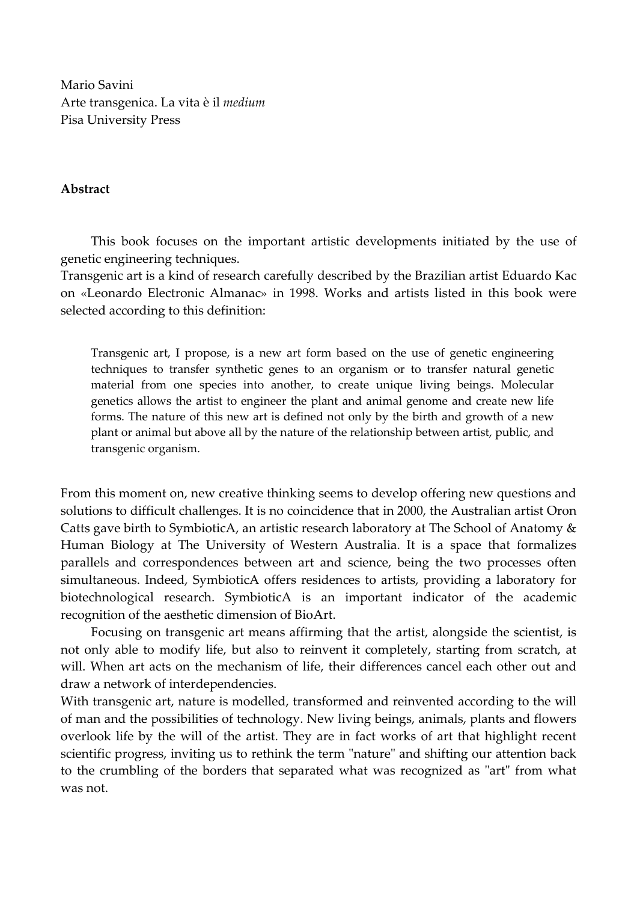Mario Savini
Arte transgenica. La vita è il *medium*
Pisa University Press

**Abstract**

This book focuses on the important artistic developments initiated by the use of genetic engineering techniques.

Transgenic art is a kind of research carefully described by the Brazilian artist Eduardo Kac on «Leonardo Electronic Almanac» in 1998. Works and artists listed in this book were selected according to this definition:

> Transgenic art, I propose, is a new art form based on the use of genetic engineering techniques to transfer synthetic genes to an organism or to transfer natural genetic material from one species into another, to create unique living beings. Molecular genetics allows the artist to engineer the plant and animal genome and create new life forms. The nature of this new art is defined not only by the birth and growth of a new plant or animal but above all by the nature of the relationship between artist, public, and transgenic organism.

From this moment on, new creative thinking seems to develop offering new questions and solutions to difficult challenges. It is no coincidence that in 2000, the Australian artist Oron Catts gave birth to SymbioticA, an artistic research laboratory at The School of Anatomy & Human Biology at The University of Western Australia. It is a space that formalizes parallels and correspondences between art and science, being the two processes often simultaneous. Indeed, SymbioticA offers residences to artists, providing a laboratory for biotechnological research. SymbioticA is an important indicator of the academic recognition of the aesthetic dimension of BioArt.

Focusing on transgenic art means affirming that the artist, alongside the scientist, is not only able to modify life, but also to reinvent it completely, starting from scratch, at will. When art acts on the mechanism of life, their differences cancel each other out and draw a network of interdependencies.

With transgenic art, nature is modelled, transformed and reinvented according to the will of man and the possibilities of technology. New living beings, animals, plants and flowers overlook life by the will of the artist. They are in fact works of art that highlight recent scientific progress, inviting us to rethink the term "nature" and shifting our attention back to the crumbling of the borders that separated what was recognized as "art" from what was not.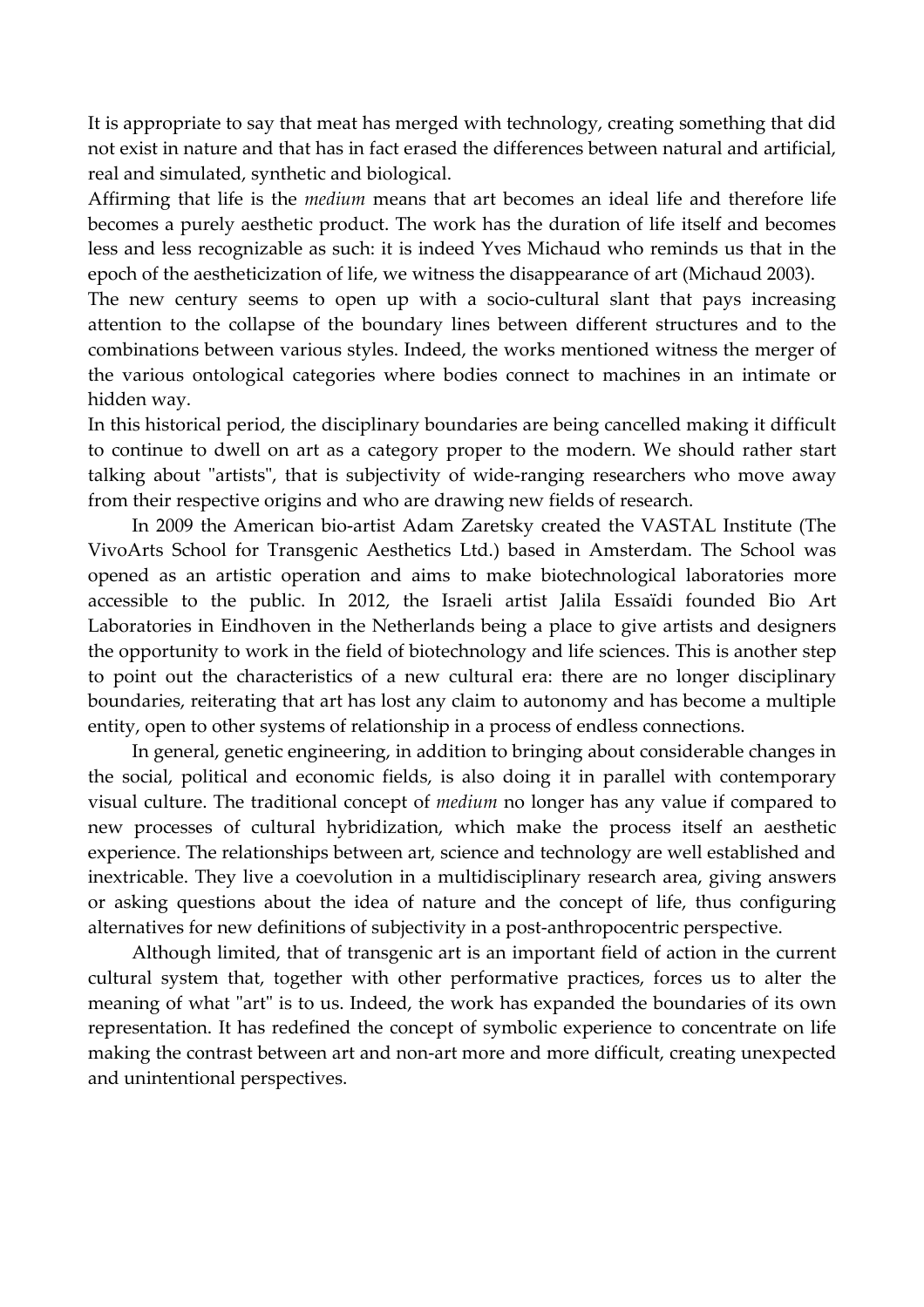It is appropriate to say that meat has merged with technology, creating something that did not exist in nature and that has in fact erased the differences between natural and artificial, real and simulated, synthetic and biological.

Affirming that life is the *medium* means that art becomes an ideal life and therefore life becomes a purely aesthetic product. The work has the duration of life itself and becomes less and less recognizable as such: it is indeed Yves Michaud who reminds us that in the epoch of the aestheticization of life, we witness the disappearance of art (Michaud 2003).

The new century seems to open up with a socio-cultural slant that pays increasing attention to the collapse of the boundary lines between different structures and to the combinations between various styles. Indeed, the works mentioned witness the merger of the various ontological categories where bodies connect to machines in an intimate or hidden way.

In this historical period, the disciplinary boundaries are being cancelled making it difficult to continue to dwell on art as a category proper to the modern. We should rather start talking about "artists", that is subjectivity of wide-ranging researchers who move away from their respective origins and who are drawing new fields of research.

In 2009 the American bio-artist Adam Zaretsky created the VASTAL Institute (The VivoArts School for Transgenic Aesthetics Ltd.) based in Amsterdam. The School was opened as an artistic operation and aims to make biotechnological laboratories more accessible to the public. In 2012, the Israeli artist Jalila Essaïdi founded Bio Art Laboratories in Eindhoven in the Netherlands being a place to give artists and designers the opportunity to work in the field of biotechnology and life sciences. This is another step to point out the characteristics of a new cultural era: there are no longer disciplinary boundaries, reiterating that art has lost any claim to autonomy and has become a multiple entity, open to other systems of relationship in a process of endless connections.

In general, genetic engineering, in addition to bringing about considerable changes in the social, political and economic fields, is also doing it in parallel with contemporary visual culture. The traditional concept of *medium* no longer has any value if compared to new processes of cultural hybridization, which make the process itself an aesthetic experience. The relationships between art, science and technology are well established and inextricable. They live a coevolution in a multidisciplinary research area, giving answers or asking questions about the idea of nature and the concept of life, thus configuring alternatives for new definitions of subjectivity in a post-anthropocentric perspective.

Although limited, that of transgenic art is an important field of action in the current cultural system that, together with other performative practices, forces us to alter the meaning of what "art" is to us. Indeed, the work has expanded the boundaries of its own representation. It has redefined the concept of symbolic experience to concentrate on life making the contrast between art and non-art more and more difficult, creating unexpected and unintentional perspectives.